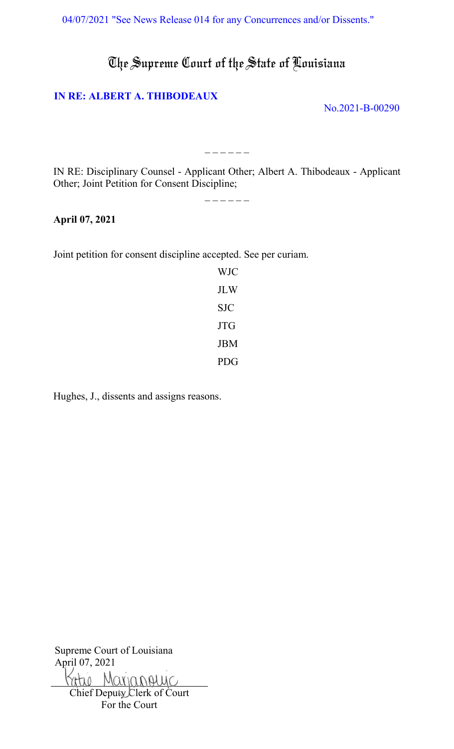04/07/2021 "See News Release 014 for any Concurrences and/or Dissents."

# The Supreme Court of the State of Louisiana

**IN RE: ALBERT A. THIBODEAUX**

No.2021-B-00290

– – – – – –

IN RE: Disciplinary Counsel - Applicant Other; Albert A. Thibodeaux - Applicant Other; Joint Petition for Consent Discipline;

– – – – – –

**April 07, 2021**

Joint petition for consent discipline accepted. See per curiam.

WJC

JLW

SJC

JTG

JBM

PDG

Hughes, J., dissents and assigns reasons.

Supreme Court of Louisiana
April 07, 2021

Katie Marjanovic
Chief Deputy Clerk of Court
For the Court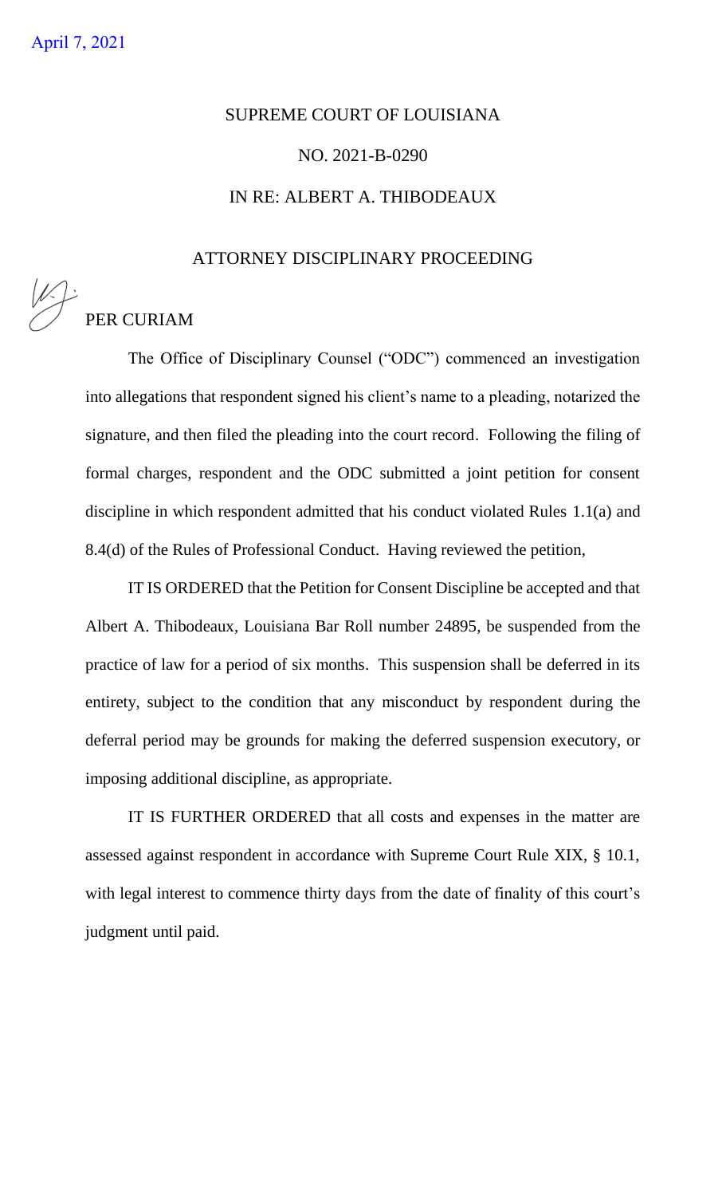April 7, 2021

SUPREME COURT OF LOUISIANA

NO. 2021-B-0290

IN RE: ALBERT A. THIBODEAUX

ATTORNEY DISCIPLINARY PROCEEDING

PER CURIAM

The Office of Disciplinary Counsel ("ODC") commenced an investigation into allegations that respondent signed his client's name to a pleading, notarized the signature, and then filed the pleading into the court record. Following the filing of formal charges, respondent and the ODC submitted a joint petition for consent discipline in which respondent admitted that his conduct violated Rules 1.1(a) and 8.4(d) of the Rules of Professional Conduct. Having reviewed the petition,

IT IS ORDERED that the Petition for Consent Discipline be accepted and that Albert A. Thibodeaux, Louisiana Bar Roll number 24895, be suspended from the practice of law for a period of six months. This suspension shall be deferred in its entirety, subject to the condition that any misconduct by respondent during the deferral period may be grounds for making the deferred suspension executory, or imposing additional discipline, as appropriate.

IT IS FURTHER ORDERED that all costs and expenses in the matter are assessed against respondent in accordance with Supreme Court Rule XIX, § 10.1, with legal interest to commence thirty days from the date of finality of this court's judgment until paid.